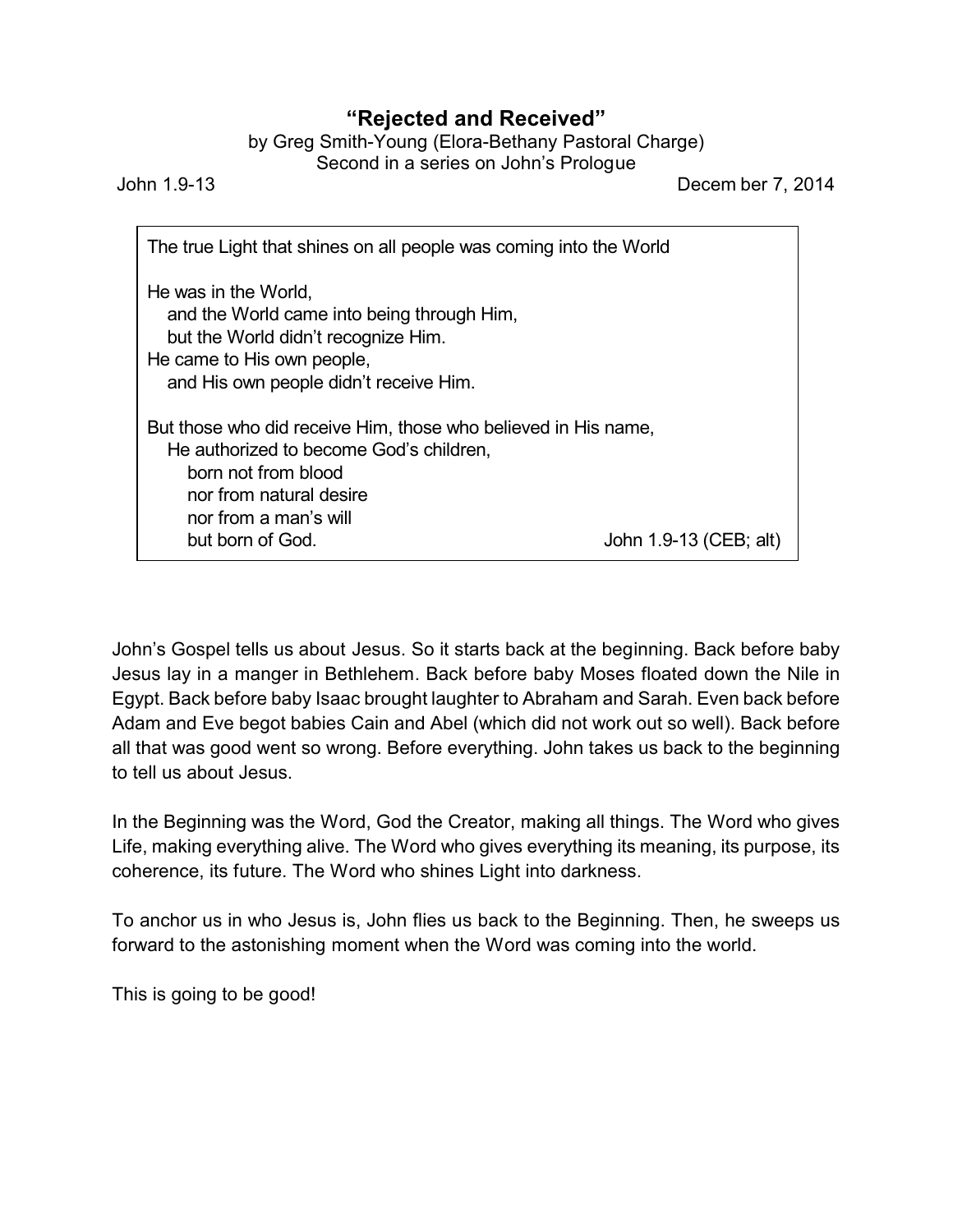# "Rejected and Received"

by Greg Smith-Young (Elora-Bethany Pastoral Charge)
Second in a series on John's Prologue

John 1.9-13 December 7, 2014

> The true Light that shines on all people was coming into the World
>
> He was in the World,
>   and the World came into being through Him,
>   but the World didn't recognize Him.
> He came to His own people,
>   and His own people didn't receive Him.
>
> But those who did receive Him, those who believed in His name,
>   He authorized to become God's children,
>     born not from blood
>     nor from natural desire
>     nor from a man's will
>     but born of God. John 1.9-13 (CEB; alt)

John's Gospel tells us about Jesus. So it starts back at the beginning. Back before baby Jesus lay in a manger in Bethlehem. Back before baby Moses floated down the Nile in Egypt. Back before baby Isaac brought laughter to Abraham and Sarah. Even back before Adam and Eve begot babies Cain and Abel (which did not work out so well). Back before all that was good went so wrong. Before everything. John takes us back to the beginning to tell us about Jesus.

In the Beginning was the Word, God the Creator, making all things. The Word who gives Life, making everything alive. The Word who gives everything its meaning, its purpose, its coherence, its future. The Word who shines Light into darkness.

To anchor us in who Jesus is, John flies us back to the Beginning. Then, he sweeps us forward to the astonishing moment when the Word was coming into the world.

This is going to be good!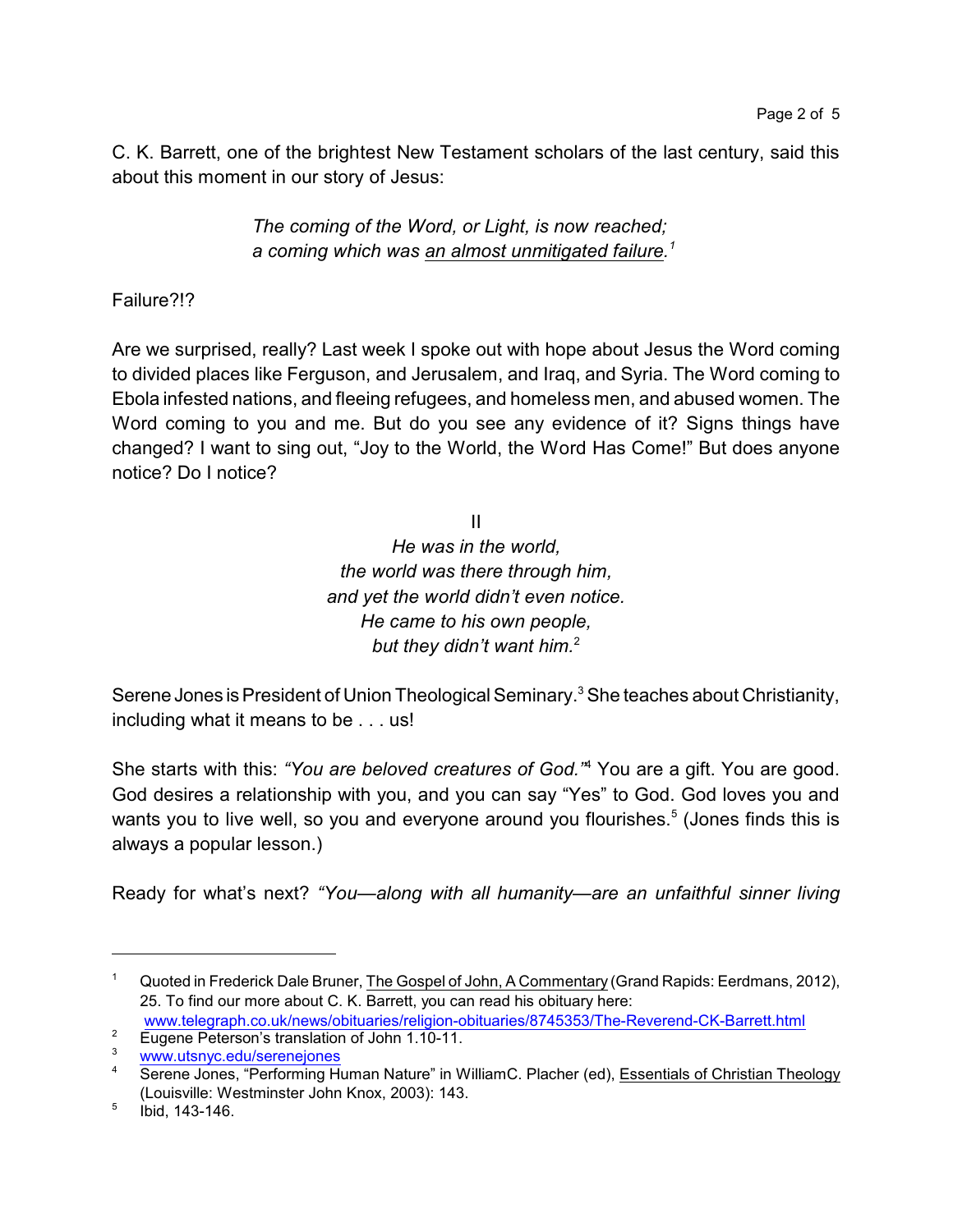C. K. Barrett, one of the brightest New Testament scholars of the last century, said this about this moment in our story of Jesus:

> *The coming of the Word, or Light, is now reached;*
> *a coming which was <u>an almost unmitigated failure</u>.*[1]

Failure?!?

Are we surprised, really? Last week I spoke out with hope about Jesus the Word coming to divided places like Ferguson, and Jerusalem, and Iraq, and Syria. The Word coming to Ebola infested nations, and fleeing refugees, and homeless men, and abused women. The Word coming to you and me. But do you see any evidence of it? Signs things have changed? I want to sing out, "Joy to the World, the Word Has Come!" But does anyone notice? Do I notice?

## II

*He was in the world,*
*the world was there through him,*
*and yet the world didn't even notice.*
*He came to his own people,*
*but they didn't want him.*[2]

Serene Jones is President of Union Theological Seminary.[3] She teaches about Christianity, including what it means to be . . . us!

She starts with this: *"You are beloved creatures of God."*[4] You are a gift. You are good. God desires a relationship with you, and you can say "Yes" to God. God loves you and wants you to live well, so you and everyone around you flourishes.[5] (Jones finds this is always a popular lesson.)

Ready for what's next? *"You—along with all humanity—are an unfaithful sinner living*

---

[1] Quoted in Frederick Dale Bruner, <u>The Gospel of John, A Commentary</u> (Grand Rapids: Eerdmans, 2012), 25. To find our more about C. K. Barrett, you can read his obituary here: www.telegraph.co.uk/news/obituaries/religion-obituaries/8745353/The-Reverend-CK-Barrett.html

[2] Eugene Peterson's translation of John 1.10-11.

[3] www.utsnyc.edu/serenejones

[4] Serene Jones, "Performing Human Nature" in WilliamC. Placher (ed), <u>Essentials of Christian Theology</u> (Louisville: Westminster John Knox, 2003): 143.

[5] Ibid, 143-146.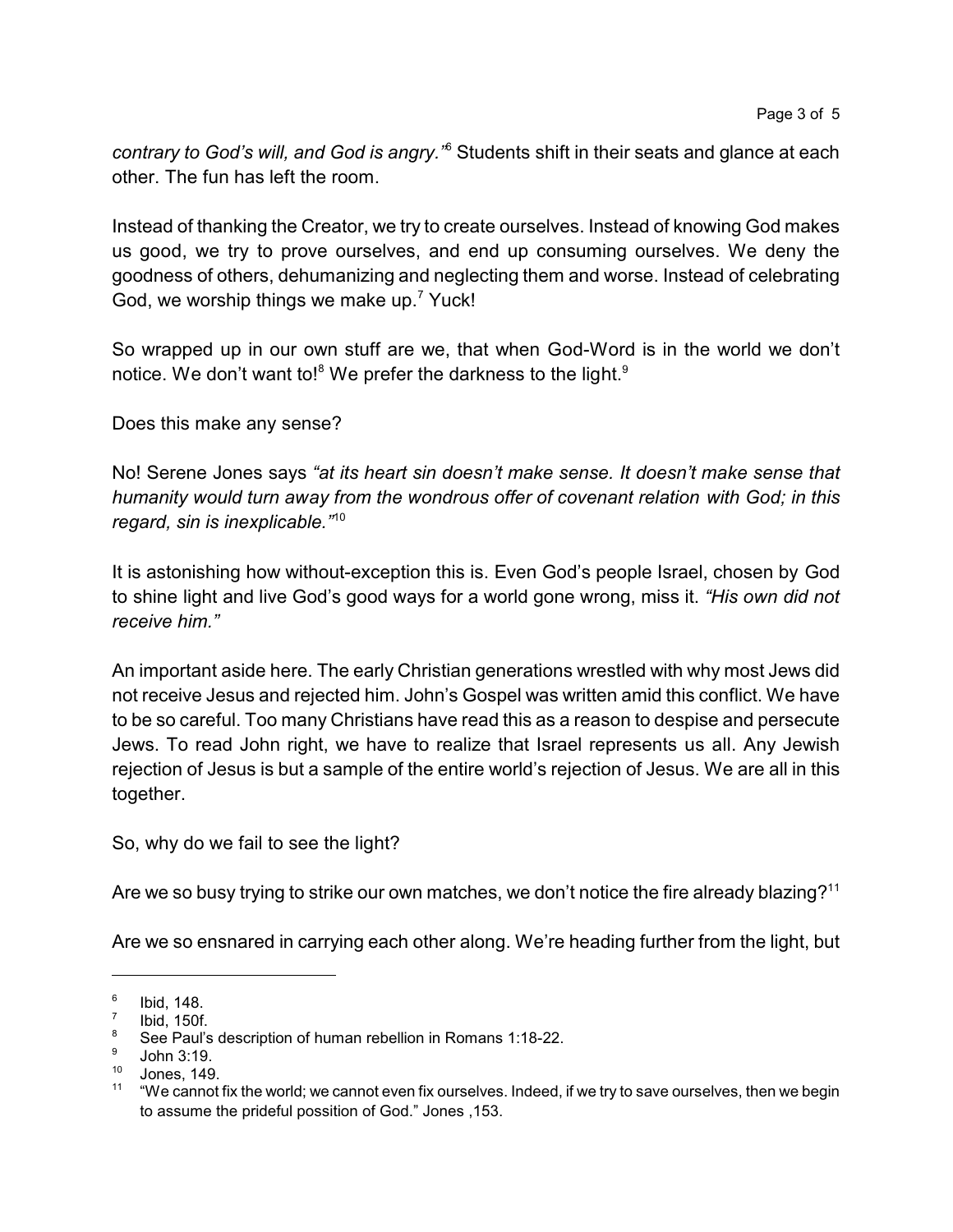*contrary to God's will, and God is angry."*[6] Students shift in their seats and glance at each other. The fun has left the room.

Instead of thanking the Creator, we try to create ourselves. Instead of knowing God makes us good, we try to prove ourselves, and end up consuming ourselves. We deny the goodness of others, dehumanizing and neglecting them and worse. Instead of celebrating God, we worship things we make up.[7] Yuck!

So wrapped up in our own stuff are we, that when God-Word is in the world we don't notice. We don't want to![8] We prefer the darkness to the light.[9]

Does this make any sense?

No! Serene Jones says *"at its heart sin doesn't make sense. It doesn't make sense that humanity would turn away from the wondrous offer of covenant relation with God; in this regard, sin is inexplicable."*[10]

It is astonishing how without-exception this is. Even God's people Israel, chosen by God to shine light and live God's good ways for a world gone wrong, miss it. *"His own did not receive him."*

An important aside here. The early Christian generations wrestled with why most Jews did not receive Jesus and rejected him. John's Gospel was written amid this conflict. We have to be so careful. Too many Christians have read this as a reason to despise and persecute Jews. To read John right, we have to realize that Israel represents us all. Any Jewish rejection of Jesus is but a sample of the entire world's rejection of Jesus. We are all in this together.

So, why do we fail to see the light?

Are we so busy trying to strike our own matches, we don't notice the fire already blazing?[11]

Are we so ensnared in carrying each other along. We're heading further from the light, but

---

[6] Ibid, 148.

[7] Ibid, 150f.

[8] See Paul's description of human rebellion in Romans 1:18-22.

[9] John 3:19.

[10] Jones, 149.

[11] "We cannot fix the world; we cannot even fix ourselves. Indeed, if we try to save ourselves, then we begin to assume the prideful possition of God." Jones ,153.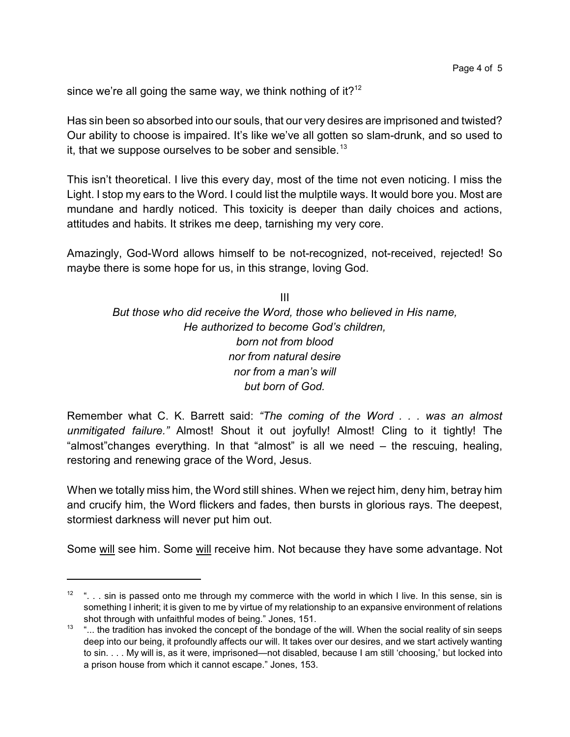since we're all going the same way, we think nothing of it?[12]

Has sin been so absorbed into our souls, that our very desires are imprisoned and twisted? Our ability to choose is impaired. It's like we've all gotten so slam-drunk, and so used to it, that we suppose ourselves to be sober and sensible.[13]

This isn't theoretical. I live this every day, most of the time not even noticing. I miss the Light. I stop my ears to the Word. I could list the mulptile ways. It would bore you. Most are mundane and hardly noticed. This toxicity is deeper than daily choices and actions, attitudes and habits. It strikes me deep, tarnishing my very core.

Amazingly, God-Word allows himself to be not-recognized, not-received, rejected! So maybe there is some hope for us, in this strange, loving God.

III

*But those who did receive the Word, those who believed in His name,*
*He authorized to become God's children,*
*born not from blood*
*nor from natural desire*
*nor from a man's will*
*but born of God.*

Remember what C. K. Barrett said: *"The coming of the Word . . . was an almost unmitigated failure."* Almost! Shout it out joyfully! Almost! Cling to it tightly! The "almost"changes everything. In that "almost" is all we need – the rescuing, healing, restoring and renewing grace of the Word, Jesus.

When we totally miss him, the Word still shines. When we reject him, deny him, betray him and crucify him, the Word flickers and fades, then bursts in glorious rays. The deepest, stormiest darkness will never put him out.

Some <u>will</u> see him. Some <u>will</u> receive him. Not because they have some advantage. Not

---

[12] ". . . sin is passed onto me through my commerce with the world in which I live. In this sense, sin is something I inherit; it is given to me by virtue of my relationship to an expansive environment of relations shot through with unfaithful modes of being." Jones, 151.

[13] "... the tradition has invoked the concept of the bondage of the will. When the social reality of sin seeps deep into our being, it profoundly affects our will. It takes over our desires, and we start actively wanting to sin. . . . My will is, as it were, imprisoned—not disabled, because I am still 'choosing,' but locked into a prison house from which it cannot escape." Jones, 153.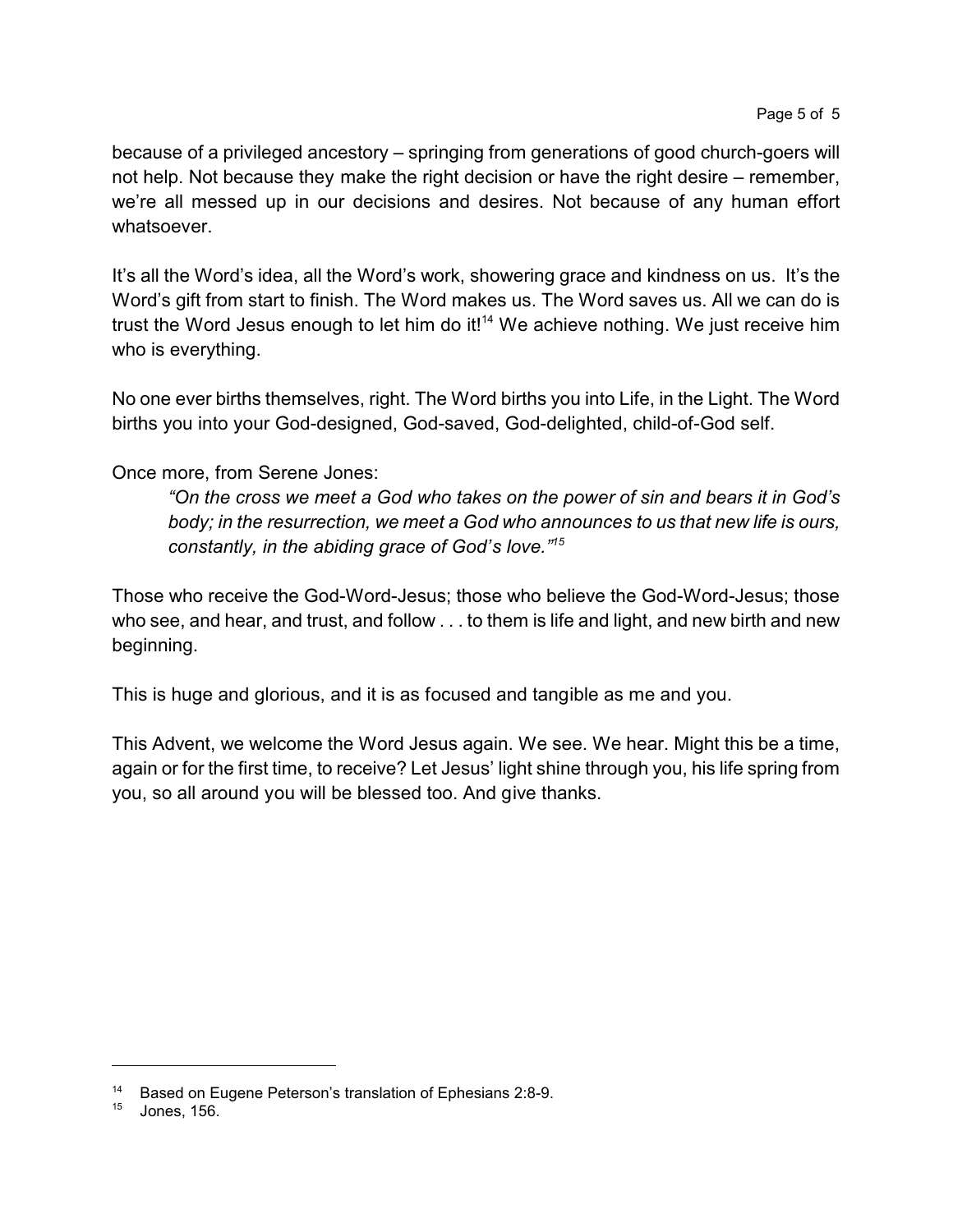because of a privileged ancestory – springing from generations of good church-goers will not help. Not because they make the right decision or have the right desire – remember, we're all messed up in our decisions and desires. Not because of any human effort whatsoever.

It's all the Word's idea, all the Word's work, showering grace and kindness on us. It's the Word's gift from start to finish. The Word makes us. The Word saves us. All we can do is trust the Word Jesus enough to let him do it![14] We achieve nothing. We just receive him who is everything.

No one ever births themselves, right. The Word births you into Life, in the Light. The Word births you into your God-designed, God-saved, God-delighted, child-of-God self.

Once more, from Serene Jones:

> *"On the cross we meet a God who takes on the power of sin and bears it in God's body; in the resurrection, we meet a God who announces to us that new life is ours, constantly, in the abiding grace of God's love."*[15]

Those who receive the God-Word-Jesus; those who believe the God-Word-Jesus; those who see, and hear, and trust, and follow . . . to them is life and light, and new birth and new beginning.

This is huge and glorious, and it is as focused and tangible as me and you.

This Advent, we welcome the Word Jesus again. We see. We hear. Might this be a time, again or for the first time, to receive? Let Jesus' light shine through you, his life spring from you, so all around you will be blessed too. And give thanks.

---

[14] Based on Eugene Peterson's translation of Ephesians 2:8-9.

[15] Jones, 156.